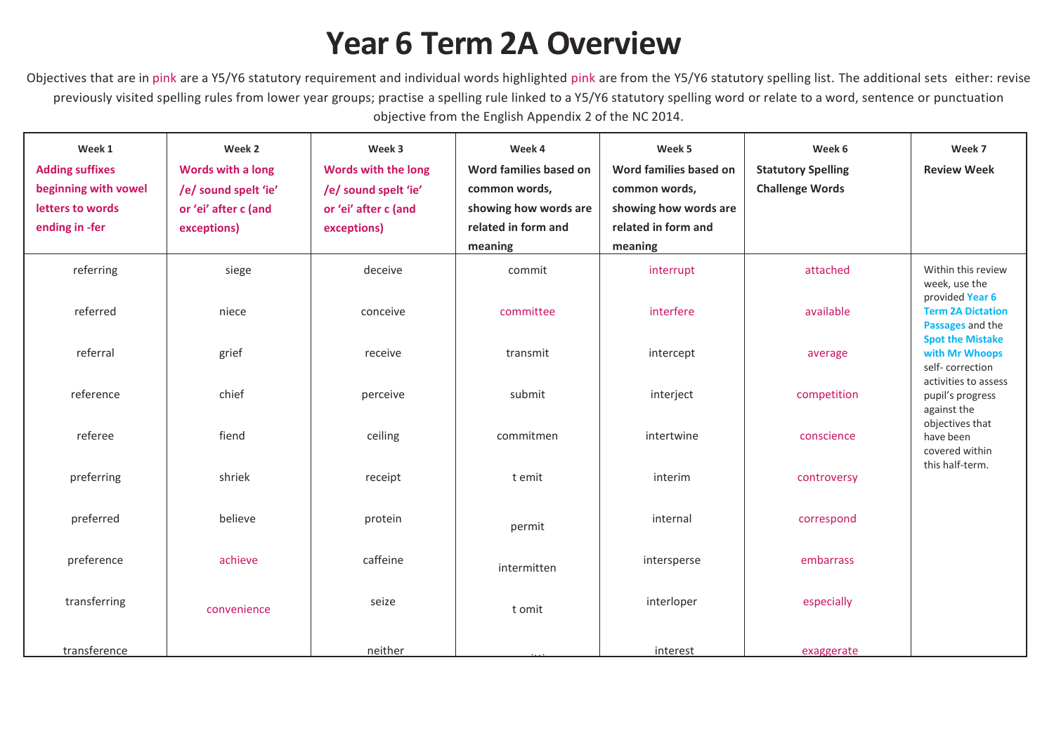# Year 6 Term 2A Overview

Objectives that are in pink are a Y5/Y6 statutory requirement and individual words highlighted pink are from the Y5/Y6 statutory spelling list. The additional sets either: revise previously visited spelling rules from lower year groups; practise a spelling rule linked to a Y5/Y6 statutory spelling word or relate to a word, sentence or punctuation objective from the English Appendix 2 of the NC 2014.

| Week 1 **Adding suffixes beginning with vowel letters to words ending in -fer** | Week 2 **Words with a long /e/ sound spelt 'ie' or 'ei' after c (and exceptions)** | Week 3 **Words with the long /e/ sound spelt 'ie' or 'ei' after c (and exceptions)** | Week 4 **Word families based on common words, showing how words are related in form and meaning** | Week 5 **Word families based on common words, showing how words are related in form and meaning** | Week 6 **Statutory Spelling Challenge Words** | Week 7 **Review Week** |
|---|---|---|---|---|---|---|
| referring | siege | deceive | commit | interrupt | attached | Within this review week, use the provided **Year 6 Term 2A Dictation Passages** and the **Spot the Mistake with Mr Whoops** self- correction activities to assess pupil's progress against the objectives that have been covered within this half-term. |
| referred | niece | conceive | committee | interfere | available | |
| referral | grief | receive | transmit | intercept | average | |
| reference | chief | perceive | submit | interject | competition | |
| referee | fiend | ceiling | commitmen | intertwine | conscience | |
| preferring | shriek | receipt | t emit | interim | controversy | |
| preferred | believe | protein | permit | internal | correspond | |
| preference | achieve | caffeine | intermitten | intersperse | embarrass | |
| transferring | convenience | seize | t omit | interloper | especially | |
| transference | | neither | | interest | exaggerate | |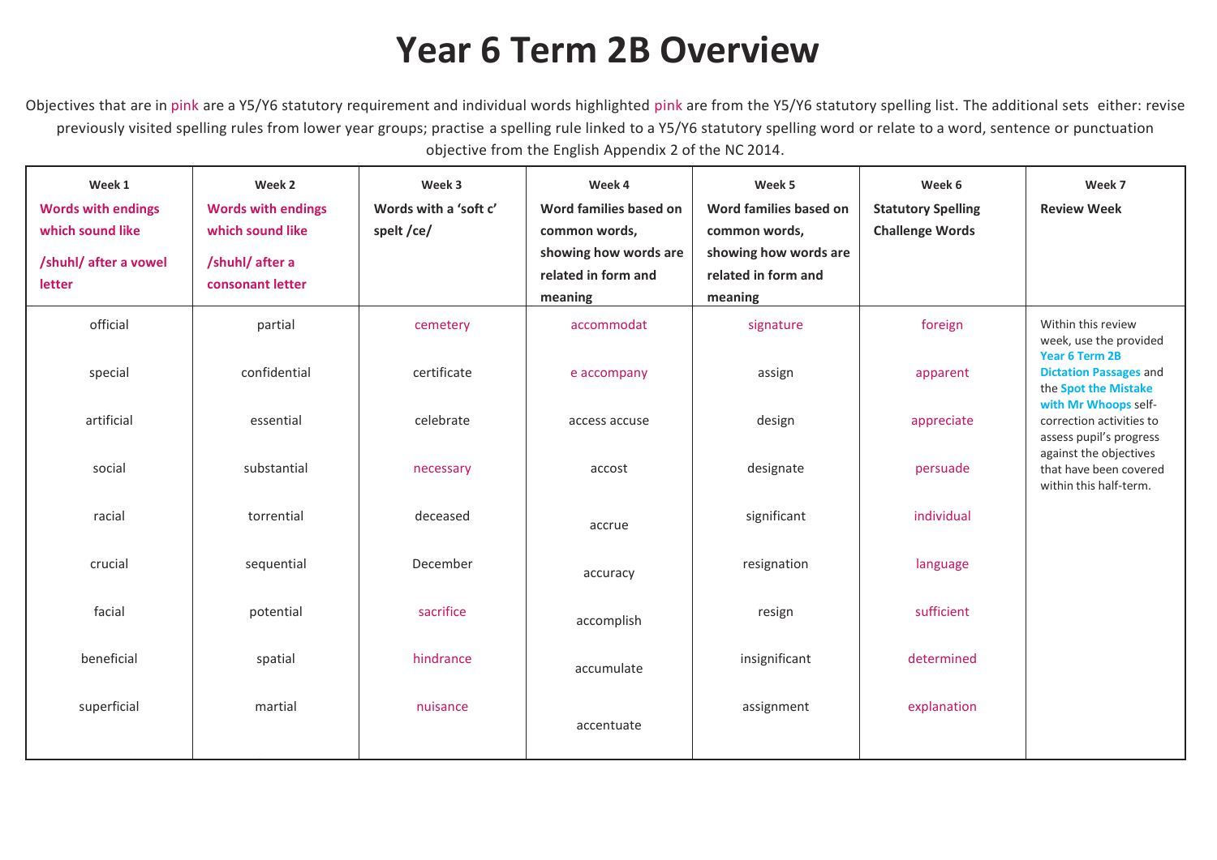# Year 6 Term 2B Overview

Objectives that are in pink are a Y5/Y6 statutory requirement and individual words highlighted pink are from the Y5/Y6 statutory spelling list. The additional sets either: revise previously visited spelling rules from lower year groups; practise a spelling rule linked to a Y5/Y6 statutory spelling word or relate to a word, sentence or punctuation objective from the English Appendix 2 of the NC 2014.

| Week 1<br>Words with endings which sound like /shuhl/ after a vowel letter | Week 2<br>Words with endings which sound like /shuhl/ after a consonant letter | Week 3<br>Words with a 'soft c' spelt /ce/ | Week 4<br>Word families based on common words, showing how words are related in form and meaning | Week 5<br>Word families based on common words, showing how words are related in form and meaning | Week 6<br>Statutory Spelling Challenge Words | Week 7<br>Review Week |
|---|---|---|---|---|---|---|
| official | partial | cemetery | accommodat | signature | foreign | Within this review week, use the provided **Year 6 Term 2B Dictation Passages** and the **Spot the Mistake with Mr Whoops** self-correction activities to assess pupil's progress against the objectives that have been covered within this half-term. |
| special | confidential | certificate | e accompany | assign | apparent | |
| artificial | essential | celebrate | access accuse | design | appreciate | |
| social | substantial | necessary | accost | designate | persuade | |
| racial | torrential | deceased | accrue | significant | individual | |
| crucial | sequential | December | accuracy | resignation | language | |
| facial | potential | sacrifice | accomplish | resign | sufficient | |
| beneficial | spatial | hindrance | accumulate | insignificant | determined | |
| superficial | martial | nuisance | accentuate | assignment | explanation | |